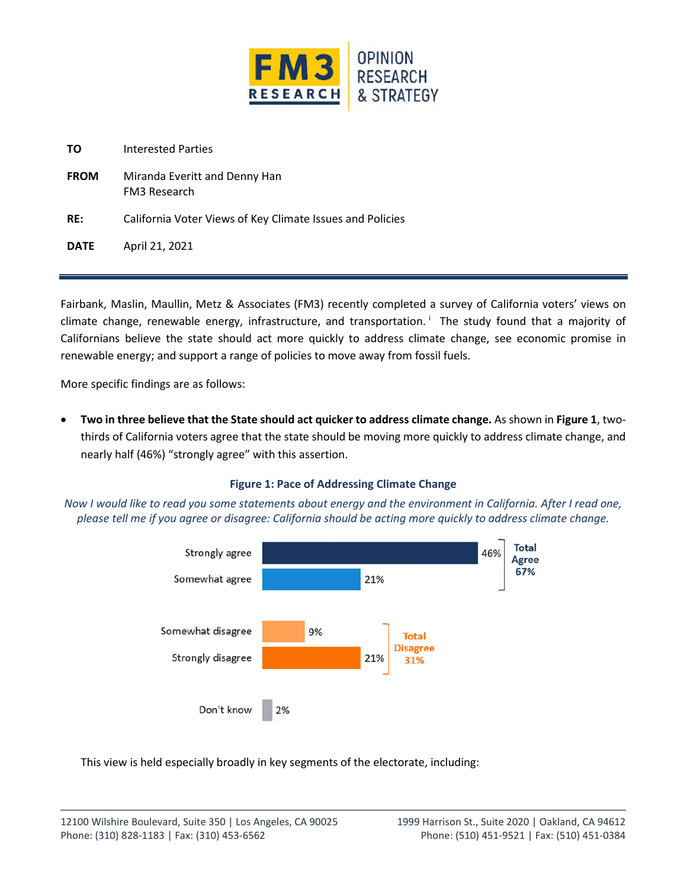| | |
|---|---|
| **TO** | Interested Parties |
| **FROM** | Miranda Everitt and Denny Han<br>FM3 Research |
| **RE:** | California Voter Views of Key Climate Issues and Policies |
| **DATE** | April 21, 2021 |

Fairbank, Maslin, Maullin, Metz & Associates (FM3) recently completed a survey of California voters' views on climate change, renewable energy, infrastructure, and transportation.[i] The study found that a majority of Californians believe the state should act more quickly to address climate change, see economic promise in renewable energy; and support a range of policies to move away from fossil fuels.

More specific findings are as follows:

- **Two in three believe that the State should act quicker to address climate change.** As shown in **Figure 1**, two-thirds of California voters agree that the state should be moving more quickly to address climate change, and nearly half (46%) "strongly agree" with this assertion.

**Figure 1: Pace of Addressing Climate Change**

*Now I would like to read you some statements about energy and the environment in California. After I read one, please tell me if you agree or disagree: California should be acting more quickly to address climate change.*

| Response | % | Total |
|---|---|---|
| Strongly agree | 46% | Total Agree 67% |
| Somewhat agree | 21% | |
| Somewhat disagree | 9% | Total Disagree 31% |
| Strongly disagree | 21% | |
| Don't know | 2% | |

This view is held especially broadly in key segments of the electorate, including: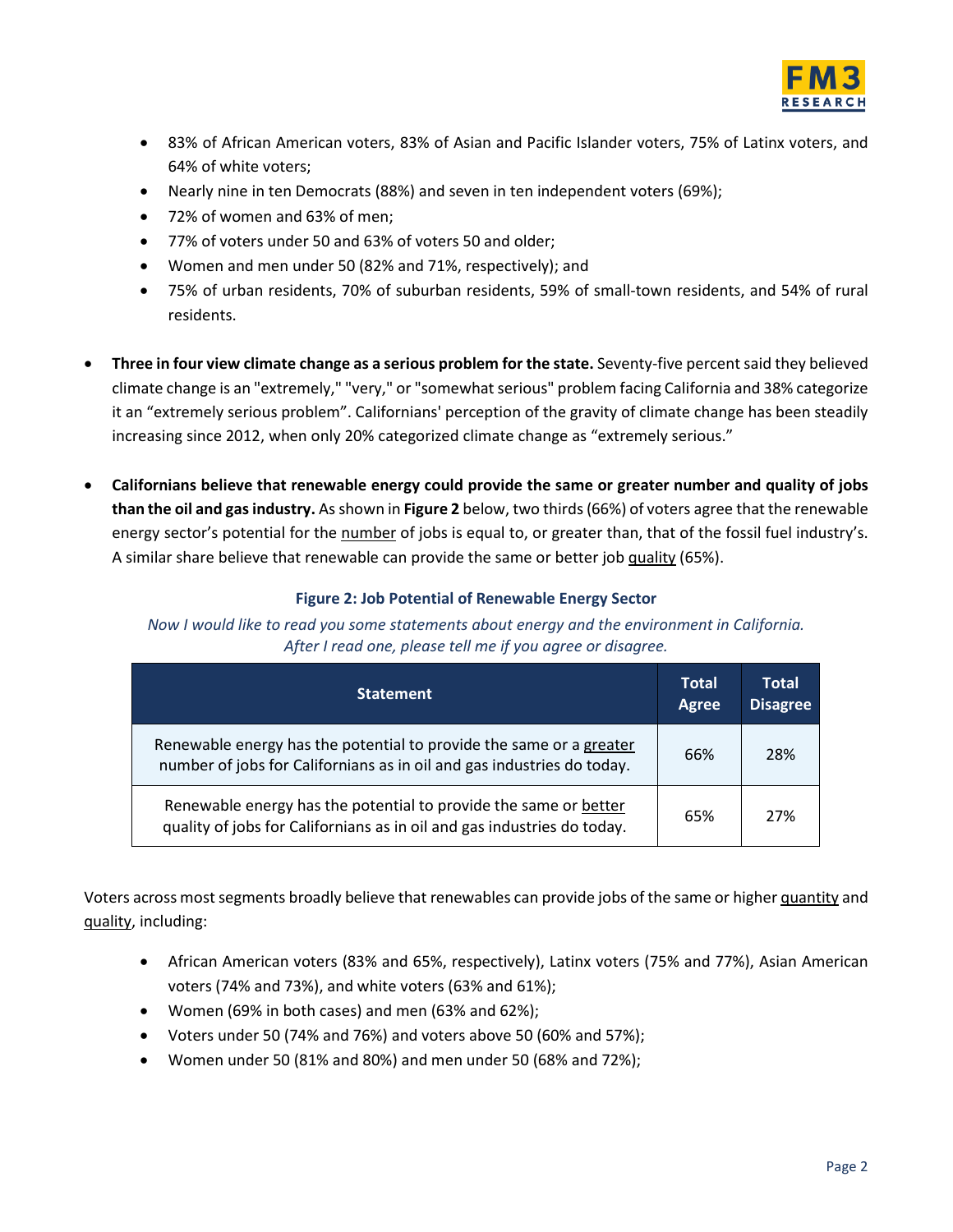- 83% of African American voters, 83% of Asian and Pacific Islander voters, 75% of Latinx voters, and 64% of white voters;
- Nearly nine in ten Democrats (88%) and seven in ten independent voters (69%);
- 72% of women and 63% of men;
- 77% of voters under 50 and 63% of voters 50 and older;
- Women and men under 50 (82% and 71%, respectively); and
- 75% of urban residents, 70% of suburban residents, 59% of small-town residents, and 54% of rural residents.

- **Three in four view climate change as a serious problem for the state.** Seventy-five percent said they believed climate change is an "extremely," "very," or "somewhat serious" problem facing California and 38% categorize it an "extremely serious problem". Californians' perception of the gravity of climate change has been steadily increasing since 2012, when only 20% categorized climate change as "extremely serious."

- **Californians believe that renewable energy could provide the same or greater number and quality of jobs than the oil and gas industry.** As shown in **Figure 2** below, two thirds (66%) of voters agree that the renewable energy sector's potential for the number of jobs is equal to, or greater than, that of the fossil fuel industry's. A similar share believe that renewable can provide the same or better job quality (65%).

**Figure 2: Job Potential of Renewable Energy Sector**

*Now I would like to read you some statements about energy and the environment in California. After I read one, please tell me if you agree or disagree.*

| Statement | Total Agree | Total Disagree |
|---|---|---|
| Renewable energy has the potential to provide the same or a greater number of jobs for Californians as in oil and gas industries do today. | 66% | 28% |
| Renewable energy has the potential to provide the same or better quality of jobs for Californians as in oil and gas industries do today. | 65% | 27% |

Voters across most segments broadly believe that renewables can provide jobs of the same or higher quantity and quality, including:

- African American voters (83% and 65%, respectively), Latinx voters (75% and 77%), Asian American voters (74% and 73%), and white voters (63% and 61%);
- Women (69% in both cases) and men (63% and 62%);
- Voters under 50 (74% and 76%) and voters above 50 (60% and 57%);
- Women under 50 (81% and 80%) and men under 50 (68% and 72%);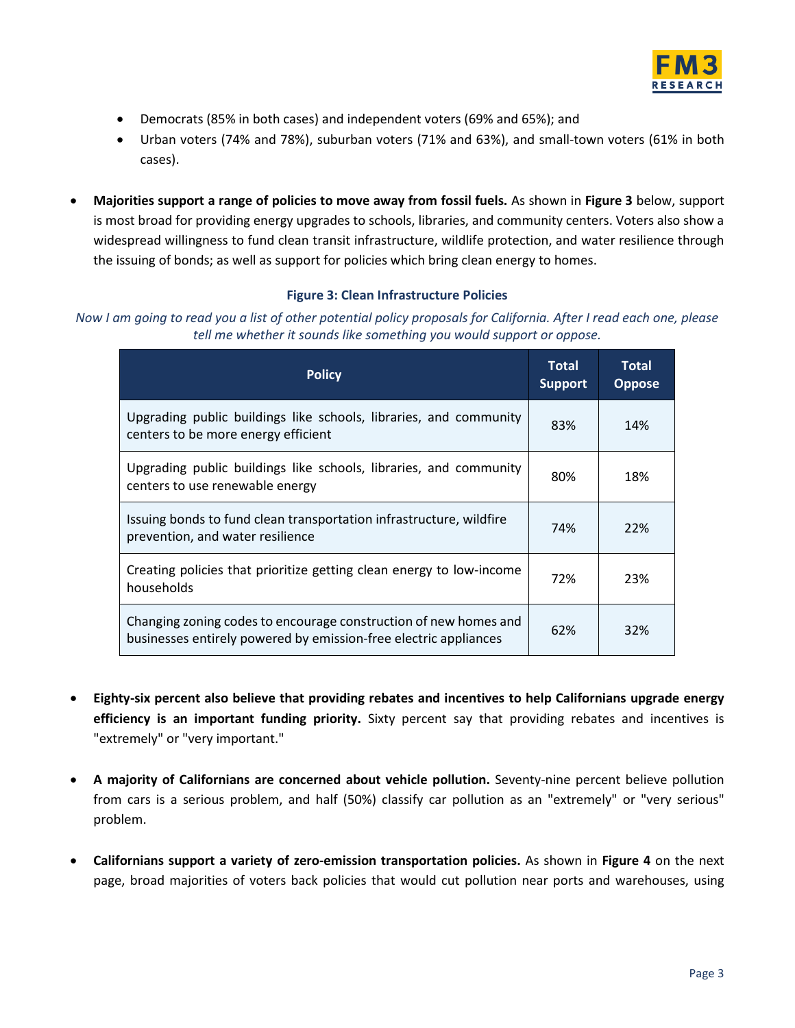- Democrats (85% in both cases) and independent voters (69% and 65%); and
- Urban voters (74% and 78%), suburban voters (71% and 63%), and small-town voters (61% in both cases).

- **Majorities support a range of policies to move away from fossil fuels.** As shown in **Figure 3** below, support is most broad for providing energy upgrades to schools, libraries, and community centers. Voters also show a widespread willingness to fund clean transit infrastructure, wildlife protection, and water resilience through the issuing of bonds; as well as support for policies which bring clean energy to homes.

**Figure 3: Clean Infrastructure Policies**

*Now I am going to read you a list of other potential policy proposals for California. After I read each one, please tell me whether it sounds like something you would support or oppose.*

| Policy | Total Support | Total Oppose |
|---|---|---|
| Upgrading public buildings like schools, libraries, and community centers to be more energy efficient | 83% | 14% |
| Upgrading public buildings like schools, libraries, and community centers to use renewable energy | 80% | 18% |
| Issuing bonds to fund clean transportation infrastructure, wildfire prevention, and water resilience | 74% | 22% |
| Creating policies that prioritize getting clean energy to low-income households | 72% | 23% |
| Changing zoning codes to encourage construction of new homes and businesses entirely powered by emission-free electric appliances | 62% | 32% |

- **Eighty-six percent also believe that providing rebates and incentives to help Californians upgrade energy efficiency is an important funding priority.** Sixty percent say that providing rebates and incentives is "extremely" or "very important."

- **A majority of Californians are concerned about vehicle pollution.** Seventy-nine percent believe pollution from cars is a serious problem, and half (50%) classify car pollution as an "extremely" or "very serious" problem.

- **Californians support a variety of zero-emission transportation policies.** As shown in **Figure 4** on the next page, broad majorities of voters back policies that would cut pollution near ports and warehouses, using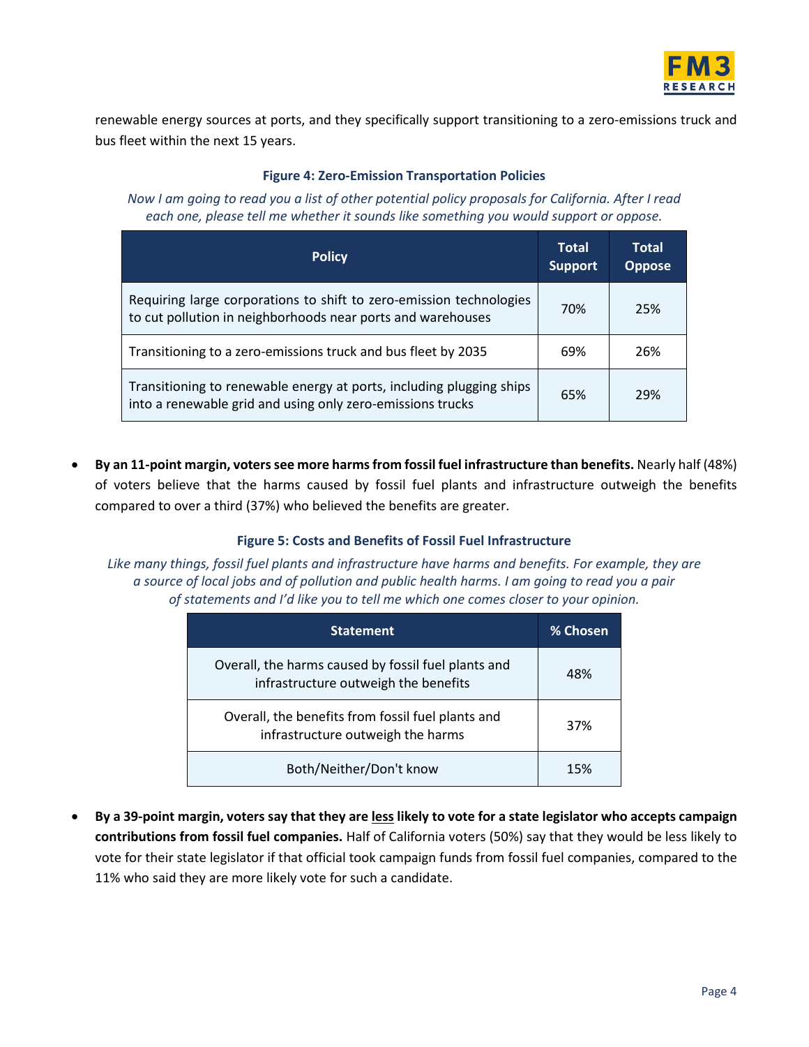renewable energy sources at ports, and they specifically support transitioning to a zero-emissions truck and bus fleet within the next 15 years.

**Figure 4: Zero-Emission Transportation Policies**

*Now I am going to read you a list of other potential policy proposals for California. After I read each one, please tell me whether it sounds like something you would support or oppose.*

| Policy | Total Support | Total Oppose |
|---|---|---|
| Requiring large corporations to shift to zero-emission technologies to cut pollution in neighborhoods near ports and warehouses | 70% | 25% |
| Transitioning to a zero-emissions truck and bus fleet by 2035 | 69% | 26% |
| Transitioning to renewable energy at ports, including plugging ships into a renewable grid and using only zero-emissions trucks | 65% | 29% |

- **By an 11-point margin, voters see more harms from fossil fuel infrastructure than benefits.** Nearly half (48%) of voters believe that the harms caused by fossil fuel plants and infrastructure outweigh the benefits compared to over a third (37%) who believed the benefits are greater.

**Figure 5: Costs and Benefits of Fossil Fuel Infrastructure**

*Like many things, fossil fuel plants and infrastructure have harms and benefits. For example, they are a source of local jobs and of pollution and public health harms. I am going to read you a pair of statements and I'd like you to tell me which one comes closer to your opinion.*

| Statement | % Chosen |
|---|---|
| Overall, the harms caused by fossil fuel plants and infrastructure outweigh the benefits | 48% |
| Overall, the benefits from fossil fuel plants and infrastructure outweigh the harms | 37% |
| Both/Neither/Don't know | 15% |

- **By a 39-point margin, voters say that they are <u>less</u> likely to vote for a state legislator who accepts campaign contributions from fossil fuel companies.** Half of California voters (50%) say that they would be less likely to vote for their state legislator if that official took campaign funds from fossil fuel companies, compared to the 11% who said they are more likely vote for such a candidate.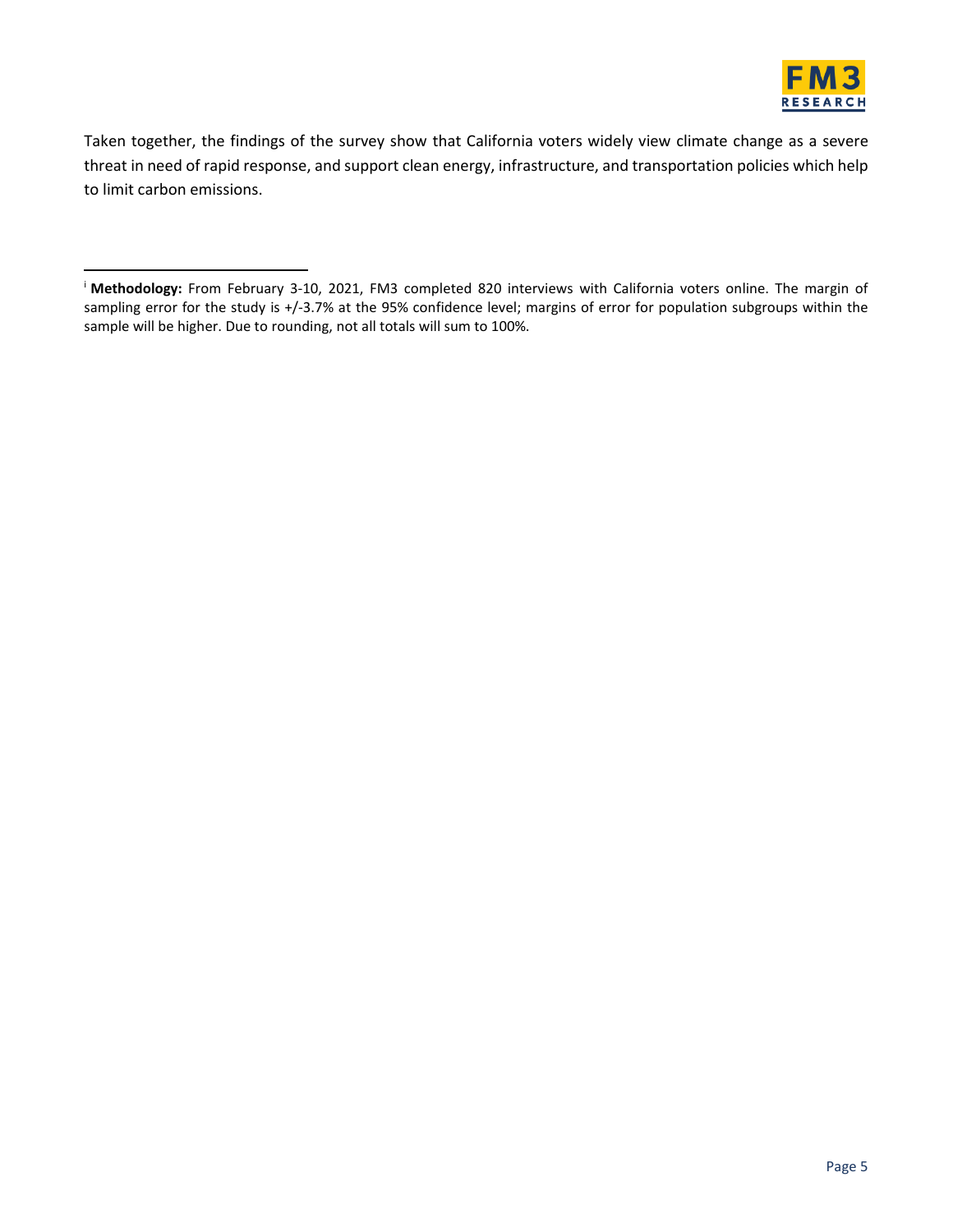Taken together, the findings of the survey show that California voters widely view climate change as a severe threat in need of rapid response, and support clean energy, infrastructure, and transportation policies which help to limit carbon emissions.

---

[i] **Methodology:** From February 3-10, 2021, FM3 completed 820 interviews with California voters online. The margin of sampling error for the study is +/-3.7% at the 95% confidence level; margins of error for population subgroups within the sample will be higher. Due to rounding, not all totals will sum to 100%.